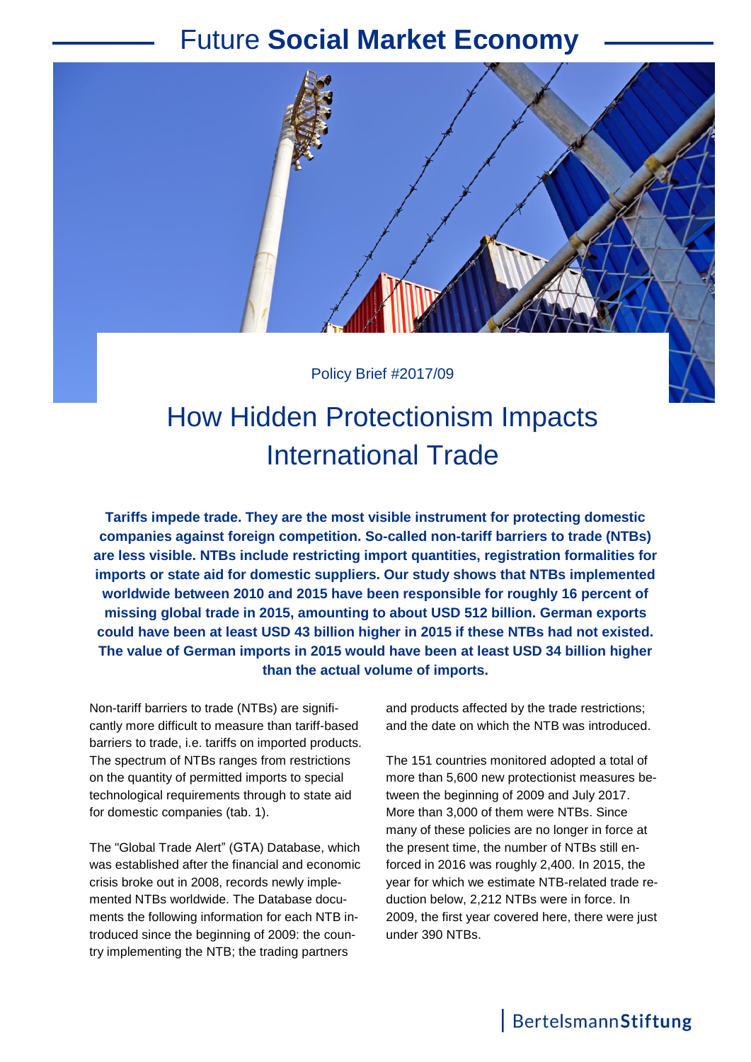# Future **Social Market Economy**

Policy Brief #2017/09

# How Hidden Protectionism Impacts International Trade

**Tariffs impede trade. They are the most visible instrument for protecting domestic companies against foreign competition. So-called non-tariff barriers to trade (NTBs) are less visible. NTBs include restricting import quantities, registration formalities for imports or state aid for domestic suppliers. Our study shows that NTBs implemented worldwide between 2010 and 2015 have been responsible for roughly 16 percent of missing global trade in 2015, amounting to about USD 512 billion. German exports could have been at least USD 43 billion higher in 2015 if these NTBs had not existed. The value of German imports in 2015 would have been at least USD 34 billion higher than the actual volume of imports.**

Non-tariff barriers to trade (NTBs) are significantly more difficult to measure than tariff-based barriers to trade, i.e. tariffs on imported products. The spectrum of NTBs ranges from restrictions on the quantity of permitted imports to special technological requirements through to state aid for domestic companies (tab. 1).

The "Global Trade Alert" (GTA) Database, which was established after the financial and economic crisis broke out in 2008, records newly implemented NTBs worldwide. The Database documents the following information for each NTB introduced since the beginning of 2009: the country implementing the NTB; the trading partners and products affected by the trade restrictions; and the date on which the NTB was introduced.

The 151 countries monitored adopted a total of more than 5,600 new protectionist measures between the beginning of 2009 and July 2017. More than 3,000 of them were NTBs. Since many of these policies are no longer in force at the present time, the number of NTBs still enforced in 2016 was roughly 2,400. In 2015, the year for which we estimate NTB-related trade reduction below, 2,212 NTBs were in force. In 2009, the first year covered here, there were just under 390 NTBs.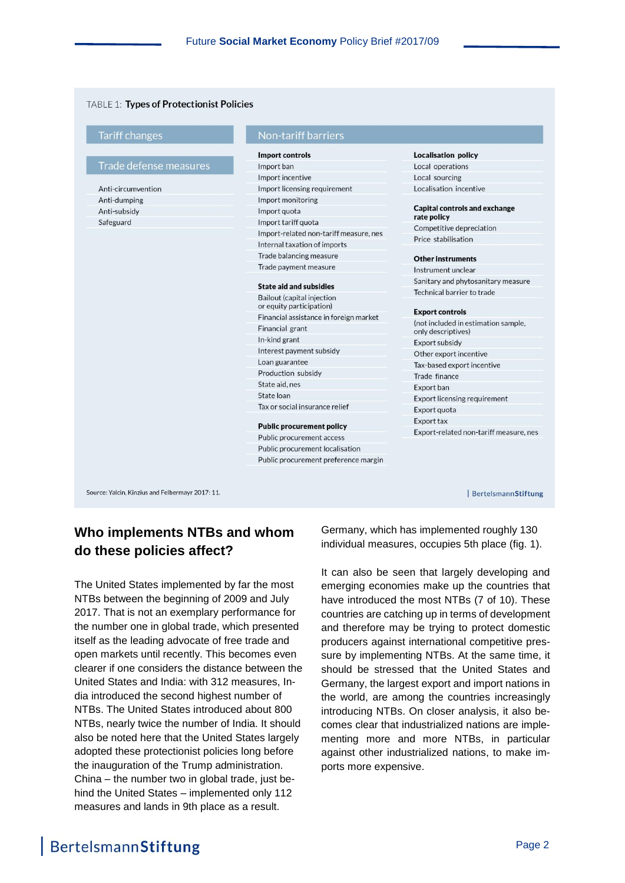TABLE 1: **Types of Protectionist Policies**

| Tariff changes | Non-tariff barriers | |
|---|---|---|
| **Trade defense measures** | **Import controls** | **Localisation policy** |
| Anti-circumvention | Import ban | Local operations |
| Anti-dumping | Import incentive | Local sourcing |
| Anti-subsidy | Import licensing requirement | Localisation incentive |
| Safeguard | Import monitoring | |
| | Import quota | **Capital controls and exchange rate policy** |
| | Import tariff quota | Competitive depreciation |
| | Import-related non-tariff measure, nes | Price stabilisation |
| | Internal taxation of imports | |
| | Trade balancing measure | **Other instruments** |
| | Trade payment measure | Instrument unclear |
| | | Sanitary and phytosanitary measure |
| | **State aid and subsidies** | Technical barrier to trade |
| | Bailout (capital injection or equity participation) | |
| | Financial assistance in foreign market | **Export controls** |
| | Financial grant | (not included in estimation sample, only descriptives) |
| | In-kind grant | Export subsidy |
| | Interest payment subsidy | Other export incentive |
| | Loan guarantee | Tax-based export incentive |
| | Production subsidy | Trade finance |
| | State aid, nes | Export ban |
| | State loan | Export licensing requirement |
| | Tax or social insurance relief | Export quota |
| | | Export tax |
| | **Public procurement policy** | Export-related non-tariff measure, nes |
| | Public procurement access | |
| | Public procurement localisation | |
| | Public procurement preference margin | |

Source: Yalcin, Kinzius and Felbermayr 2017: 11.

## Who implements NTBs and whom do these policies affect?

The United States implemented by far the most NTBs between the beginning of 2009 and July 2017. That is not an exemplary performance for the number one in global trade, which presented itself as the leading advocate of free trade and open markets until recently. This becomes even clearer if one considers the distance between the United States and India: with 312 measures, India introduced the second highest number of NTBs. The United States introduced about 800 NTBs, nearly twice the number of India. It should also be noted here that the United States largely adopted these protectionist policies long before the inauguration of the Trump administration. China – the number two in global trade, just behind the United States – implemented only 112 measures and lands in 9th place as a result. Germany, which has implemented roughly 130 individual measures, occupies 5th place (fig. 1).

It can also be seen that largely developing and emerging economies make up the countries that have introduced the most NTBs (7 of 10). These countries are catching up in terms of development and therefore may be trying to protect domestic producers against international competitive pressure by implementing NTBs. At the same time, it should be stressed that the United States and Germany, the largest export and import nations in the world, are among the countries increasingly introducing NTBs. On closer analysis, it also becomes clear that industrialized nations are implementing more and more NTBs, in particular against other industrialized nations, to make imports more expensive.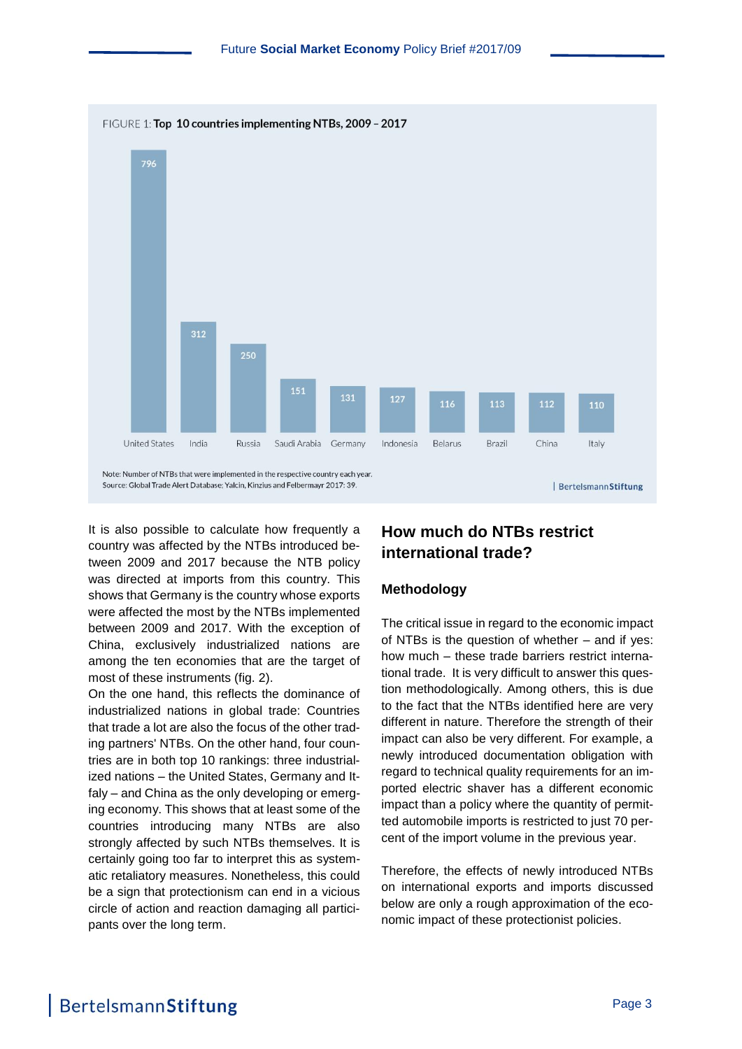FIGURE 1: **Top 10 countries implementing NTBs, 2009 – 2017**

| Country | NTBs |
| --- | --- |
| United States | 796 |
| India | 312 |
| Russia | 250 |
| Saudi Arabia | 151 |
| Germany | 131 |
| Indonesia | 127 |
| Belarus | 116 |
| Brazil | 113 |
| China | 112 |
| Italy | 110 |

Note: Number of NTBs that were implemented in the respective country each year.
Source: Global Trade Alert Database; Yalcin, Kinzius and Felbermayr 2017: 39.

It is also possible to calculate how frequently a country was affected by the NTBs introduced between 2009 and 2017 because the NTB policy was directed at imports from this country. This shows that Germany is the country whose exports were affected the most by the NTBs implemented between 2009 and 2017. With the exception of China, exclusively industrialized nations are among the ten economies that are the target of most of these instruments (fig. 2).

On the one hand, this reflects the dominance of industrialized nations in global trade: Countries that trade a lot are also the focus of the other trading partners' NTBs. On the other hand, four countries are in both top 10 rankings: three industrialized nations – the United States, Germany and Itfaly – and China as the only developing or emerging economy. This shows that at least some of the countries introducing many NTBs are also strongly affected by such NTBs themselves. It is certainly going too far to interpret this as systematic retaliatory measures. Nonetheless, this could be a sign that protectionism can end in a vicious circle of action and reaction damaging all participants over the long term.

## How much do NTBs restrict international trade?

### Methodology

The critical issue in regard to the economic impact of NTBs is the question of whether – and if yes: how much – these trade barriers restrict international trade. It is very difficult to answer this question methodologically. Among others, this is due to the fact that the NTBs identified here are very different in nature. Therefore the strength of their impact can also be very different. For example, a newly introduced documentation obligation with regard to technical quality requirements for an imported electric shaver has a different economic impact than a policy where the quantity of permitted automobile imports is restricted to just 70 percent of the import volume in the previous year.

Therefore, the effects of newly introduced NTBs on international exports and imports discussed below are only a rough approximation of the economic impact of these protectionist policies.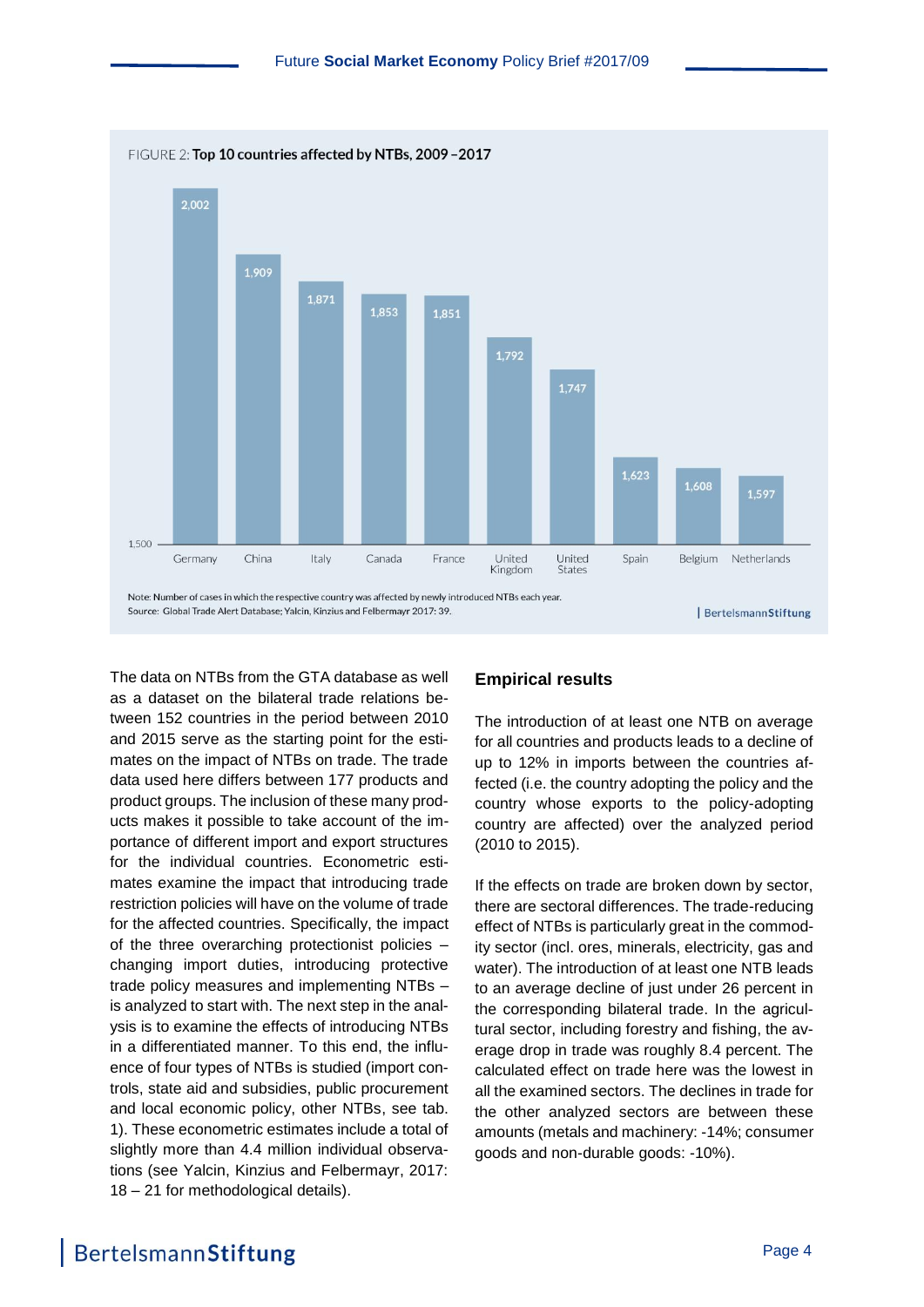FIGURE 2: **Top 10 countries affected by NTBs, 2009 – 2017**

| Country | Number of cases |
|---|---|
| Germany | 2,002 |
| China | 1,909 |
| Italy | 1,871 |
| Canada | 1,853 |
| France | 1,851 |
| United Kingdom | 1,792 |
| United States | 1,747 |
| Spain | 1,623 |
| Belgium | 1,608 |
| Netherlands | 1,597 |

Note: Number of cases in which the respective country was affected by newly introduced NTBs each year.
Source: Global Trade Alert Database; Yalcin, Kinzius and Felbermayr 2017: 39.

The data on NTBs from the GTA database as well as a dataset on the bilateral trade relations between 152 countries in the period between 2010 and 2015 serve as the starting point for the estimates on the impact of NTBs on trade. The trade data used here differs between 177 products and product groups. The inclusion of these many products makes it possible to take account of the importance of different import and export structures for the individual countries. Econometric estimates examine the impact that introducing trade restriction policies will have on the volume of trade for the affected countries. Specifically, the impact of the three overarching protectionist policies – changing import duties, introducing protective trade policy measures and implementing NTBs – is analyzed to start with. The next step in the analysis is to examine the effects of introducing NTBs in a differentiated manner. To this end, the influence of four types of NTBs is studied (import controls, state aid and subsidies, public procurement and local economic policy, other NTBs, see tab. 1). These econometric estimates include a total of slightly more than 4.4 million individual observations (see Yalcin, Kinzius and Felbermayr, 2017: 18 – 21 for methodological details).

## Empirical results

The introduction of at least one NTB on average for all countries and products leads to a decline of up to 12% in imports between the countries affected (i.e. the country adopting the policy and the country whose exports to the policy-adopting country are affected) over the analyzed period (2010 to 2015).

If the effects on trade are broken down by sector, there are sectoral differences. The trade-reducing effect of NTBs is particularly great in the commodity sector (incl. ores, minerals, electricity, gas and water). The introduction of at least one NTB leads to an average decline of just under 26 percent in the corresponding bilateral trade. In the agricultural sector, including forestry and fishing, the average drop in trade was roughly 8.4 percent. The calculated effect on trade here was the lowest in all the examined sectors. The declines in trade for the other analyzed sectors are between these amounts (metals and machinery: -14%; consumer goods and non-durable goods: -10%).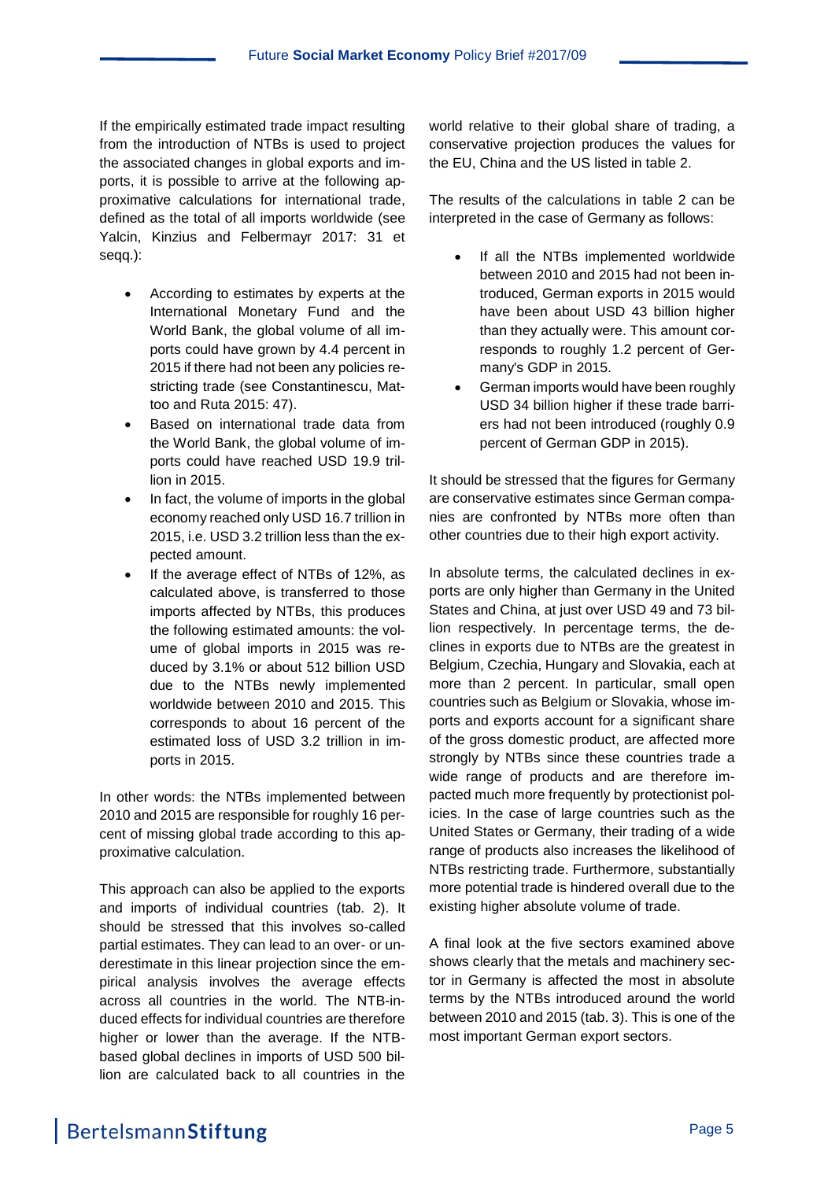If the empirically estimated trade impact resulting from the introduction of NTBs is used to project the associated changes in global exports and imports, it is possible to arrive at the following approximative calculations for international trade, defined as the total of all imports worldwide (see Yalcin, Kinzius and Felbermayr 2017: 31 et seqq.):

- According to estimates by experts at the International Monetary Fund and the World Bank, the global volume of all imports could have grown by 4.4 percent in 2015 if there had not been any policies restricting trade (see Constantinescu, Mattoo and Ruta 2015: 47).
- Based on international trade data from the World Bank, the global volume of imports could have reached USD 19.9 trillion in 2015.
- In fact, the volume of imports in the global economy reached only USD 16.7 trillion in 2015, i.e. USD 3.2 trillion less than the expected amount.
- If the average effect of NTBs of 12%, as calculated above, is transferred to those imports affected by NTBs, this produces the following estimated amounts: the volume of global imports in 2015 was reduced by 3.1% or about 512 billion USD due to the NTBs newly implemented worldwide between 2010 and 2015. This corresponds to about 16 percent of the estimated loss of USD 3.2 trillion in imports in 2015.

In other words: the NTBs implemented between 2010 and 2015 are responsible for roughly 16 percent of missing global trade according to this approximative calculation.

This approach can also be applied to the exports and imports of individual countries (tab. 2). It should be stressed that this involves so-called partial estimates. They can lead to an over- or underestimate in this linear projection since the empirical analysis involves the average effects across all countries in the world. The NTB-induced effects for individual countries are therefore higher or lower than the average. If the NTB-based global declines in imports of USD 500 billion are calculated back to all countries in the world relative to their global share of trading, a conservative projection produces the values for the EU, China and the US listed in table 2.

The results of the calculations in table 2 can be interpreted in the case of Germany as follows:

- If all the NTBs implemented worldwide between 2010 and 2015 had not been introduced, German exports in 2015 would have been about USD 43 billion higher than they actually were. This amount corresponds to roughly 1.2 percent of Germany's GDP in 2015.
- German imports would have been roughly USD 34 billion higher if these trade barriers had not been introduced (roughly 0.9 percent of German GDP in 2015).

It should be stressed that the figures for Germany are conservative estimates since German companies are confronted by NTBs more often than other countries due to their high export activity.

In absolute terms, the calculated declines in exports are only higher than Germany in the United States and China, at just over USD 49 and 73 billion respectively. In percentage terms, the declines in exports due to NTBs are the greatest in Belgium, Czechia, Hungary and Slovakia, each at more than 2 percent. In particular, small open countries such as Belgium or Slovakia, whose imports and exports account for a significant share of the gross domestic product, are affected more strongly by NTBs since these countries trade a wide range of products and are therefore impacted much more frequently by protectionist policies. In the case of large countries such as the United States or Germany, their trading of a wide range of products also increases the likelihood of NTBs restricting trade. Furthermore, substantially more potential trade is hindered overall due to the existing higher absolute volume of trade.

A final look at the five sectors examined above shows clearly that the metals and machinery sector in Germany is affected the most in absolute terms by the NTBs introduced around the world between 2010 and 2015 (tab. 3). This is one of the most important German export sectors.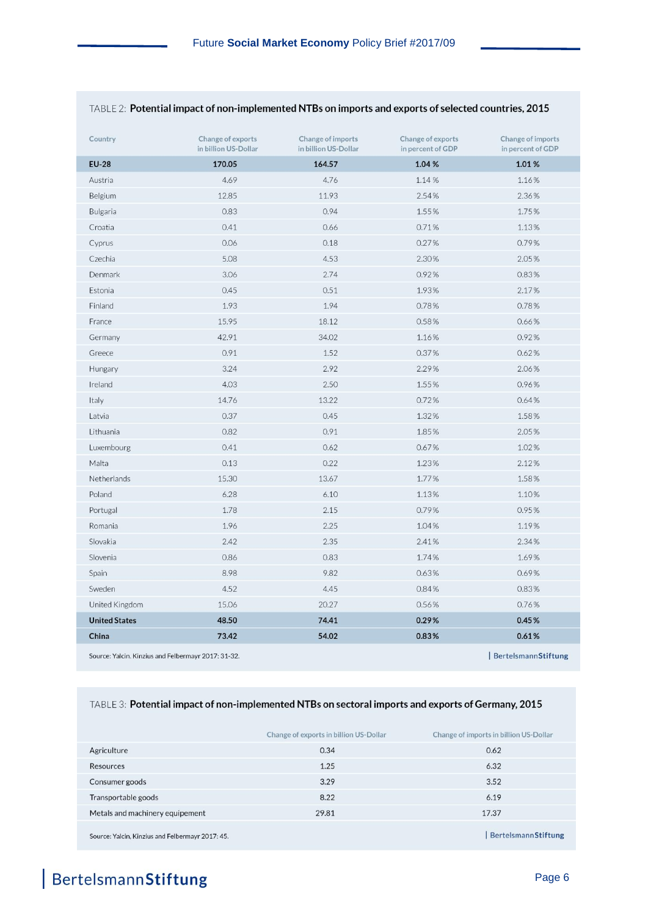TABLE 2: **Potential impact of non-implemented NTBs on imports and exports of selected countries, 2015**

| Country | Change of exports in billion US-Dollar | Change of imports in billion US-Dollar | Change of exports in percent of GDP | Change of imports in percent of GDP |
|---|---|---|---|---|
| **EU-28** | **170.05** | **164.57** | **1.04 %** | **1.01 %** |
| Austria | 4.69 | 4.76 | 1.14 % | 1.16 % |
| Belgium | 12.85 | 11.93 | 2.54 % | 2.36 % |
| Bulgaria | 0.83 | 0.94 | 1.55 % | 1.75 % |
| Croatia | 0.41 | 0.66 | 0.71 % | 1.13 % |
| Cyprus | 0.06 | 0.18 | 0.27 % | 0.79 % |
| Czechia | 5.08 | 4.53 | 2.30 % | 2.05 % |
| Denmark | 3.06 | 2.74 | 0.92 % | 0.83 % |
| Estonia | 0.45 | 0.51 | 1.93 % | 2.17 % |
| Finland | 1.93 | 1.94 | 0.78 % | 0.78 % |
| France | 15.95 | 18.12 | 0.58 % | 0.66 % |
| Germany | 42.91 | 34.02 | 1.16 % | 0.92 % |
| Greece | 0.91 | 1.52 | 0.37 % | 0.62 % |
| Hungary | 3.24 | 2.92 | 2.29 % | 2.06 % |
| Ireland | 4.03 | 2.50 | 1.55 % | 0.96 % |
| Italy | 14.76 | 13.22 | 0.72 % | 0.64 % |
| Latvia | 0.37 | 0.45 | 1.32 % | 1.58 % |
| Lithuania | 0.82 | 0.91 | 1.85 % | 2.05 % |
| Luxembourg | 0.41 | 0.62 | 0.67 % | 1.02 % |
| Malta | 0.13 | 0.22 | 1.23 % | 2.12 % |
| Netherlands | 15.30 | 13.67 | 1.77 % | 1.58 % |
| Poland | 6.28 | 6.10 | 1.13 % | 1.10 % |
| Portugal | 1.78 | 2.15 | 0.79 % | 0.95 % |
| Romania | 1.96 | 2.25 | 1.04 % | 1.19 % |
| Slovakia | 2.42 | 2.35 | 2.41 % | 2.34 % |
| Slovenia | 0.86 | 0.83 | 1.74 % | 1.69 % |
| Spain | 8.98 | 9.82 | 0.63 % | 0.69 % |
| Sweden | 4.52 | 4.45 | 0.84 % | 0.83 % |
| United Kingdom | 15.06 | 20.27 | 0.56 % | 0.76 % |
| **United States** | **48.50** | **74.41** | **0.29 %** | **0.45 %** |
| **China** | **73.42** | **54.02** | **0.83 %** | **0.61 %** |

Source: Yalcin, Kinzius and Felbermayr 2017: 31-32.

TABLE 3: **Potential impact of non-implemented NTBs on sectoral imports and exports of Germany, 2015**

| | Change of exports in billion US-Dollar | Change of imports in billion US-Dollar |
|---|---|---|
| Agriculture | 0.34 | 0.62 |
| Resources | 1.25 | 6.32 |
| Consumer goods | 3.29 | 3.52 |
| Transportable goods | 8.22 | 6.19 |
| Metals and machinery equipement | 29.81 | 17.37 |

Source: Yalcin, Kinzius and Felbermayr 2017: 45.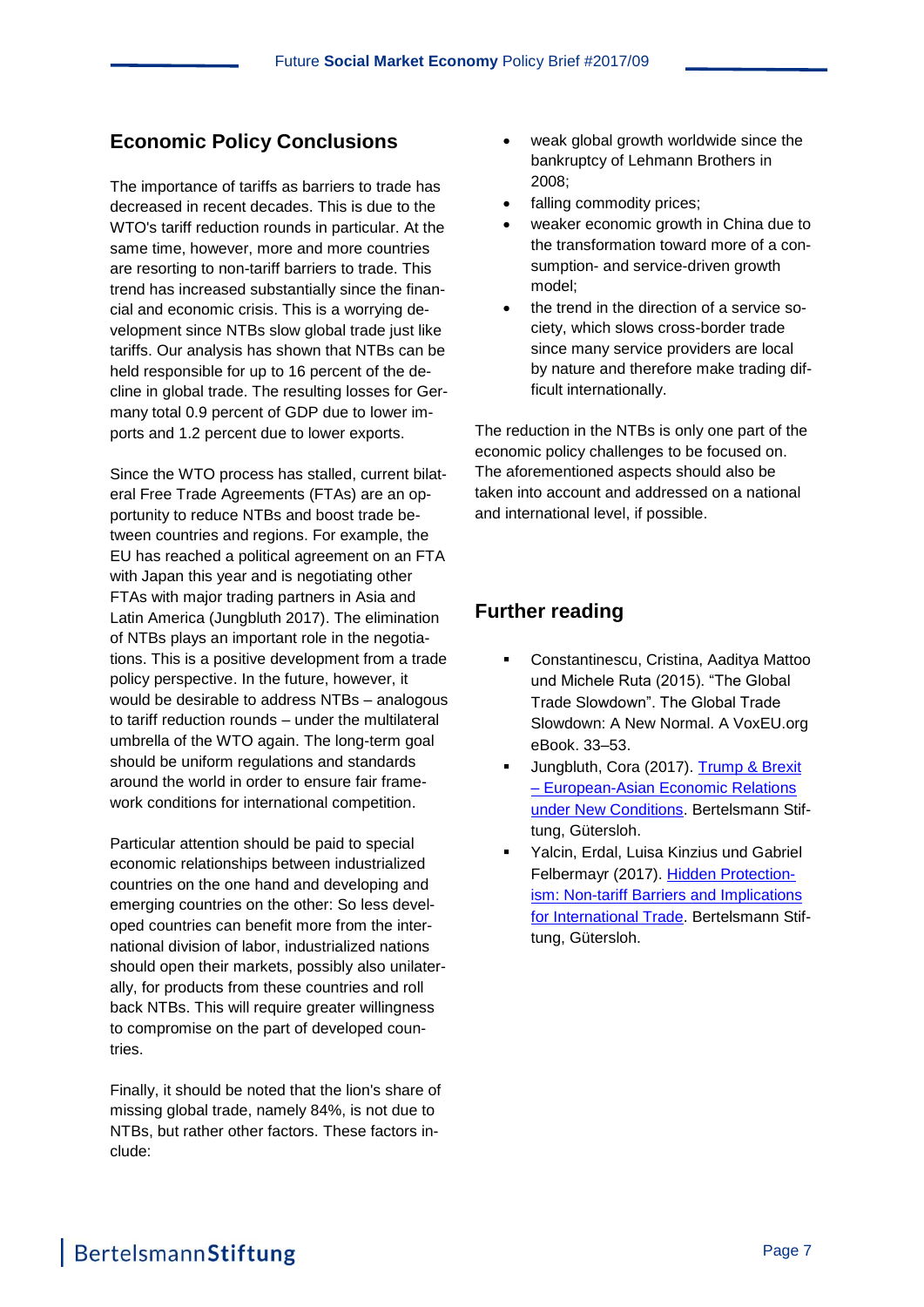## Economic Policy Conclusions

The importance of tariffs as barriers to trade has decreased in recent decades. This is due to the WTO's tariff reduction rounds in particular. At the same time, however, more and more countries are resorting to non-tariff barriers to trade. This trend has increased substantially since the financial and economic crisis. This is a worrying development since NTBs slow global trade just like tariffs. Our analysis has shown that NTBs can be held responsible for up to 16 percent of the decline in global trade. The resulting losses for Germany total 0.9 percent of GDP due to lower imports and 1.2 percent due to lower exports.

Since the WTO process has stalled, current bilateral Free Trade Agreements (FTAs) are an opportunity to reduce NTBs and boost trade between countries and regions. For example, the EU has reached a political agreement on an FTA with Japan this year and is negotiating other FTAs with major trading partners in Asia and Latin America (Jungbluth 2017). The elimination of NTBs plays an important role in the negotiations. This is a positive development from a trade policy perspective. In the future, however, it would be desirable to address NTBs – analogous to tariff reduction rounds – under the multilateral umbrella of the WTO again. The long-term goal should be uniform regulations and standards around the world in order to ensure fair framework conditions for international competition.

Particular attention should be paid to special economic relationships between industrialized countries on the one hand and developing and emerging countries on the other: So less developed countries can benefit more from the international division of labor, industrialized nations should open their markets, possibly also unilaterally, for products from these countries and roll back NTBs. This will require greater willingness to compromise on the part of developed countries.

Finally, it should be noted that the lion's share of missing global trade, namely 84%, is not due to NTBs, but rather other factors. These factors include:

- weak global growth worldwide since the bankruptcy of Lehmann Brothers in 2008;
- falling commodity prices;
- weaker economic growth in China due to the transformation toward more of a consumption- and service-driven growth model;
- the trend in the direction of a service society, which slows cross-border trade since many service providers are local by nature and therefore make trading difficult internationally.

The reduction in the NTBs is only one part of the economic policy challenges to be focused on. The aforementioned aspects should also be taken into account and addressed on a national and international level, if possible.

## Further reading

- Constantinescu, Cristina, Aaditya Mattoo und Michele Ruta (2015). "The Global Trade Slowdown". The Global Trade Slowdown: A New Normal. A VoxEU.org eBook. 33–53.
- Jungbluth, Cora (2017). Trump & Brexit – European-Asian Economic Relations under New Conditions. Bertelsmann Stiftung, Gütersloh.
- Yalcin, Erdal, Luisa Kinzius und Gabriel Felbermayr (2017). Hidden Protectionism: Non-tariff Barriers and Implications for International Trade. Bertelsmann Stiftung, Gütersloh.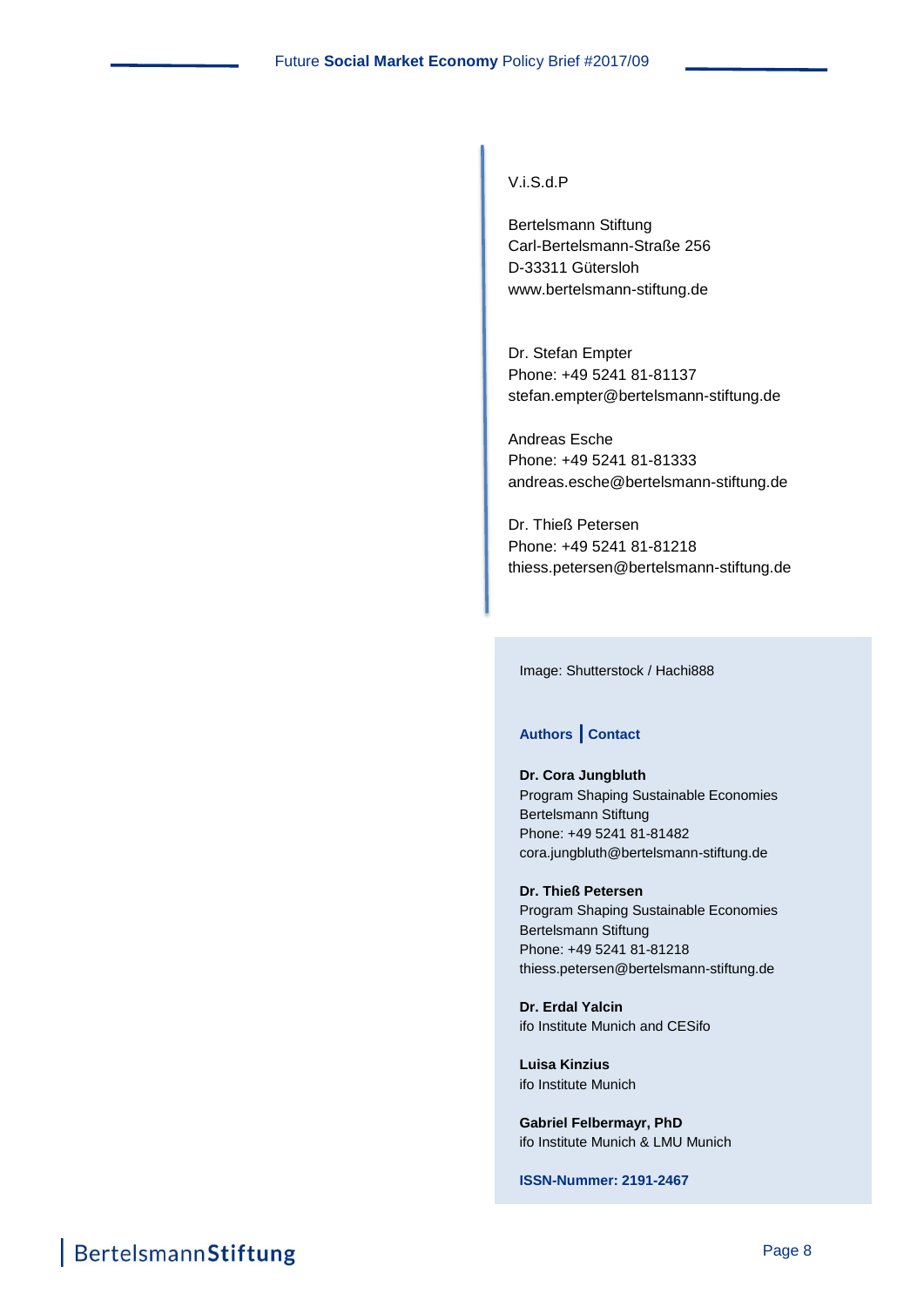V.i.S.d.P

Bertelsmann Stiftung
Carl-Bertelsmann-Straße 256
D-33311 Gütersloh
www.bertelsmann-stiftung.de

Dr. Stefan Empter
Phone: +49 5241 81-81137
stefan.empter@bertelsmann-stiftung.de

Andreas Esche
Phone: +49 5241 81-81333
andreas.esche@bertelsmann-stiftung.de

Dr. Thieß Petersen
Phone: +49 5241 81-81218
thiess.petersen@bertelsmann-stiftung.de

Image: Shutterstock / Hachi888

**Authors | Contact**

**Dr. Cora Jungbluth**
Program Shaping Sustainable Economies
Bertelsmann Stiftung
Phone: +49 5241 81-81482
cora.jungbluth@bertelsmann-stiftung.de

**Dr. Thieß Petersen**
Program Shaping Sustainable Economies
Bertelsmann Stiftung
Phone: +49 5241 81-81218
thiess.petersen@bertelsmann-stiftung.de

**Dr. Erdal Yalcin**
ifo Institute Munich and CESifo

**Luisa Kinzius**
ifo Institute Munich

**Gabriel Felbermayr, PhD**
ifo Institute Munich & LMU Munich

**ISSN-Nummer: 2191-2467**